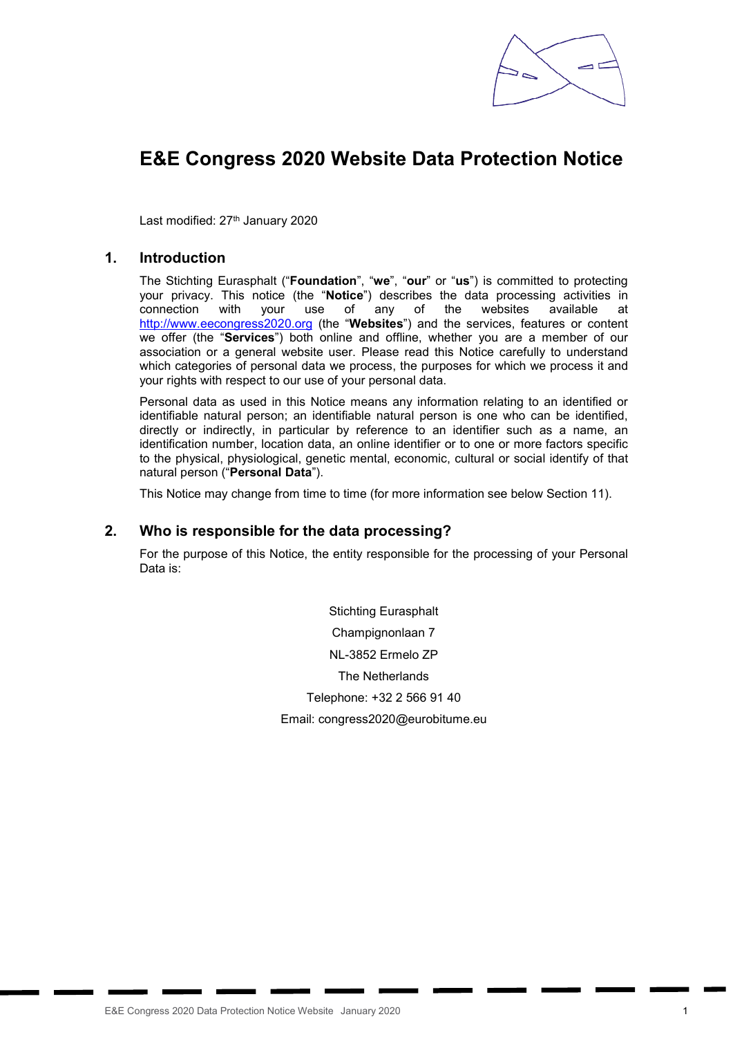# E&E Congress 2020 Website Data Protection Notice

Last modified: 27th January 2020

## 1. Introduction

The Stichting Eurasphalt ("**Foundation**", "**we**", "**our**" or "**us**") is committed to protecting your privacy. This notice (the "**Notice**") describes the data processing activities in connection with your use of any of the websites available at http://www.eecongress2020.org (the "**Websites**") and the services, features or content we offer (the "**Services**") both online and offline, whether you are a member of our association or a general website user. Please read this Notice carefully to understand which categories of personal data we process, the purposes for which we process it and your rights with respect to our use of your personal data.

Personal data as used in this Notice means any information relating to an identified or identifiable natural person; an identifiable natural person is one who can be identified, directly or indirectly, in particular by reference to an identifier such as a name, an identification number, location data, an online identifier or to one or more factors specific to the physical, physiological, genetic mental, economic, cultural or social identify of that natural person ("**Personal Data**").

This Notice may change from time to time (for more information see below Section 11).

## 2. Who is responsible for the data processing?

For the purpose of this Notice, the entity responsible for the processing of your Personal Data is:

Stichting Eurasphalt
Champignonlaan 7
NL-3852 Ermelo ZP
The Netherlands
Telephone: +32 2 566 91 40
Email: congress2020@eurobitume.eu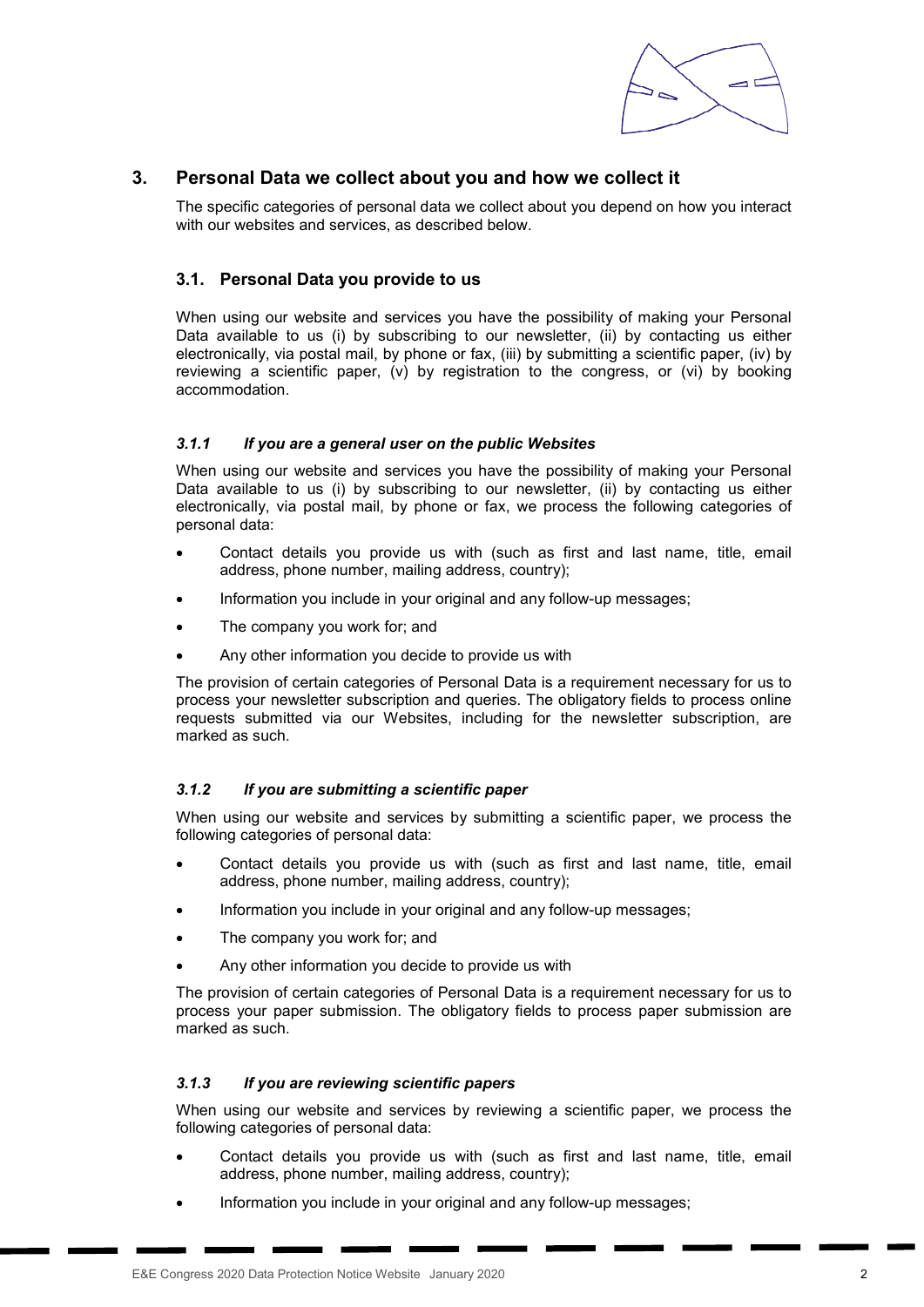## 3. Personal Data we collect about you and how we collect it

The specific categories of personal data we collect about you depend on how you interact with our websites and services, as described below.

### 3.1. Personal Data you provide to us

When using our website and services you have the possibility of making your Personal Data available to us (i) by subscribing to our newsletter, (ii) by contacting us either electronically, via postal mail, by phone or fax, (iii) by submitting a scientific paper, (iv) by reviewing a scientific paper, (v) by registration to the congress, or (vi) by booking accommodation.

#### *3.1.1 If you are a general user on the public Websites*

When using our website and services you have the possibility of making your Personal Data available to us (i) by subscribing to our newsletter, (ii) by contacting us either electronically, via postal mail, by phone or fax, we process the following categories of personal data:

- Contact details you provide us with (such as first and last name, title, email address, phone number, mailing address, country);
- Information you include in your original and any follow-up messages;
- The company you work for; and
- Any other information you decide to provide us with

The provision of certain categories of Personal Data is a requirement necessary for us to process your newsletter subscription and queries. The obligatory fields to process online requests submitted via our Websites, including for the newsletter subscription, are marked as such.

#### *3.1.2 If you are submitting a scientific paper*

When using our website and services by submitting a scientific paper, we process the following categories of personal data:

- Contact details you provide us with (such as first and last name, title, email address, phone number, mailing address, country);
- Information you include in your original and any follow-up messages;
- The company you work for; and
- Any other information you decide to provide us with

The provision of certain categories of Personal Data is a requirement necessary for us to process your paper submission. The obligatory fields to process paper submission are marked as such.

#### *3.1.3 If you are reviewing scientific papers*

When using our website and services by reviewing a scientific paper, we process the following categories of personal data:

- Contact details you provide us with (such as first and last name, title, email address, phone number, mailing address, country);
- Information you include in your original and any follow-up messages;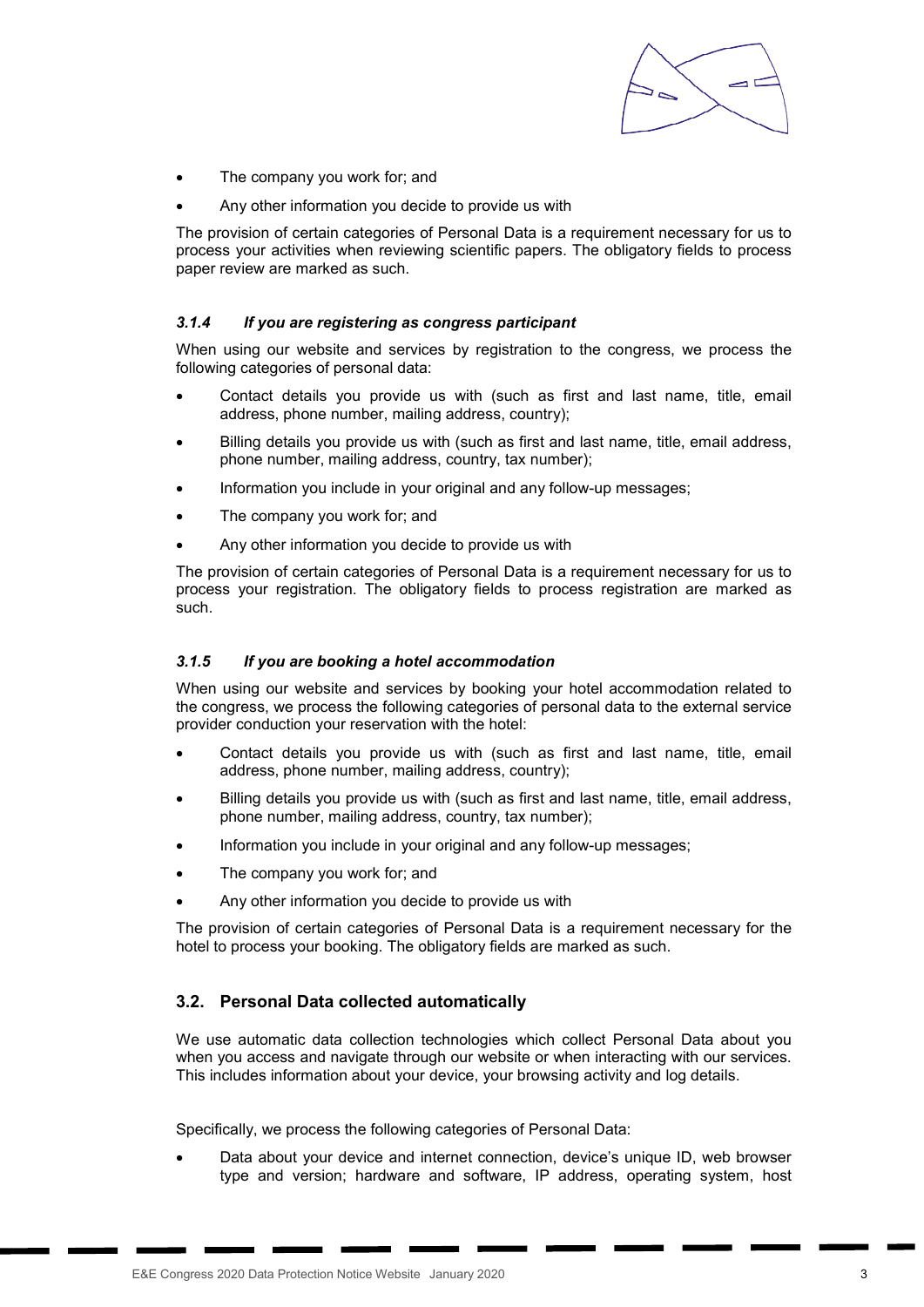- The company you work for; and
- Any other information you decide to provide us with

The provision of certain categories of Personal Data is a requirement necessary for us to process your activities when reviewing scientific papers. The obligatory fields to process paper review are marked as such.

#### *3.1.4 If you are registering as congress participant*

When using our website and services by registration to the congress, we process the following categories of personal data:

- Contact details you provide us with (such as first and last name, title, email address, phone number, mailing address, country);
- Billing details you provide us with (such as first and last name, title, email address, phone number, mailing address, country, tax number);
- Information you include in your original and any follow-up messages;
- The company you work for; and
- Any other information you decide to provide us with

The provision of certain categories of Personal Data is a requirement necessary for us to process your registration. The obligatory fields to process registration are marked as such.

#### *3.1.5 If you are booking a hotel accommodation*

When using our website and services by booking your hotel accommodation related to the congress, we process the following categories of personal data to the external service provider conduction your reservation with the hotel:

- Contact details you provide us with (such as first and last name, title, email address, phone number, mailing address, country);
- Billing details you provide us with (such as first and last name, title, email address, phone number, mailing address, country, tax number);
- Information you include in your original and any follow-up messages;
- The company you work for; and
- Any other information you decide to provide us with

The provision of certain categories of Personal Data is a requirement necessary for the hotel to process your booking. The obligatory fields are marked as such.

### 3.2. Personal Data collected automatically

We use automatic data collection technologies which collect Personal Data about you when you access and navigate through our website or when interacting with our services. This includes information about your device, your browsing activity and log details.

Specifically, we process the following categories of Personal Data:

- Data about your device and internet connection, device's unique ID, web browser type and version; hardware and software, IP address, operating system, host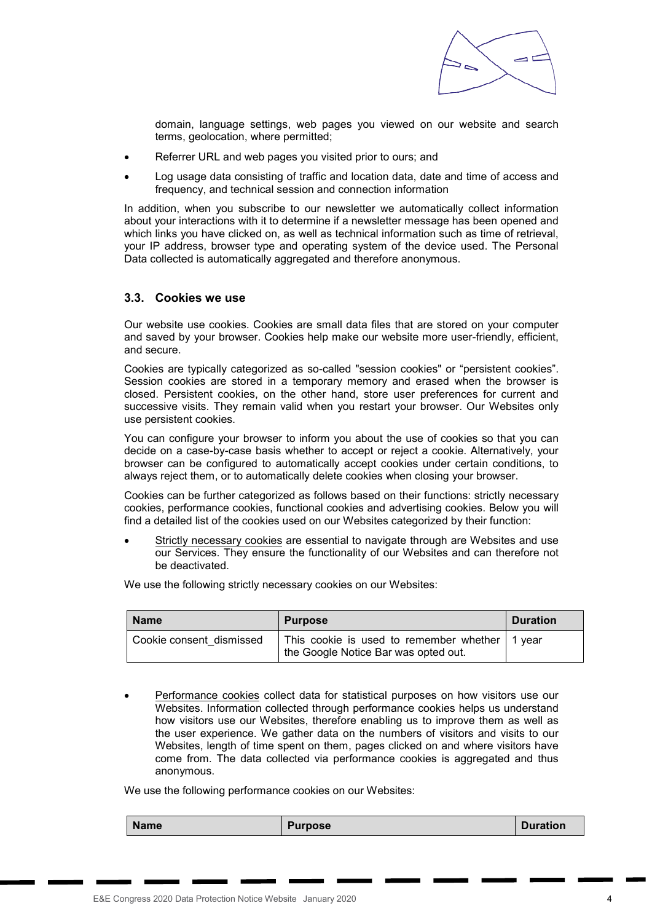domain, language settings, web pages you viewed on our website and search terms, geolocation, where permitted;

- Referrer URL and web pages you visited prior to ours; and
- Log usage data consisting of traffic and location data, date and time of access and frequency, and technical session and connection information

In addition, when you subscribe to our newsletter we automatically collect information about your interactions with it to determine if a newsletter message has been opened and which links you have clicked on, as well as technical information such as time of retrieval, your IP address, browser type and operating system of the device used. The Personal Data collected is automatically aggregated and therefore anonymous.

### 3.3. Cookies we use

Our website use cookies. Cookies are small data files that are stored on your computer and saved by your browser. Cookies help make our website more user-friendly, efficient, and secure.

Cookies are typically categorized as so-called "session cookies" or “persistent cookies”. Session cookies are stored in a temporary memory and erased when the browser is closed. Persistent cookies, on the other hand, store user preferences for current and successive visits. They remain valid when you restart your browser. Our Websites only use persistent cookies.

You can configure your browser to inform you about the use of cookies so that you can decide on a case-by-case basis whether to accept or reject a cookie. Alternatively, your browser can be configured to automatically accept cookies under certain conditions, to always reject them, or to automatically delete cookies when closing your browser.

Cookies can be further categorized as follows based on their functions: strictly necessary cookies, performance cookies, functional cookies and advertising cookies. Below you will find a detailed list of the cookies used on our Websites categorized by their function:

- Strictly necessary cookies are essential to navigate through are Websites and use our Services. They ensure the functionality of our Websites and can therefore not be deactivated.

We use the following strictly necessary cookies on our Websites:

| Name | Purpose | Duration |
| --- | --- | --- |
| Cookie consent_dismissed | This cookie is used to remember whether the Google Notice Bar was opted out. | 1 year |

- Performance cookies collect data for statistical purposes on how visitors use our Websites. Information collected through performance cookies helps us understand how visitors use our Websites, therefore enabling us to improve them as well as the user experience. We gather data on the numbers of visitors and visits to our Websites, length of time spent on them, pages clicked on and where visitors have come from. The data collected via performance cookies is aggregated and thus anonymous.

We use the following performance cookies on our Websites:

| Name | Purpose | Duration |
| --- | --- | --- |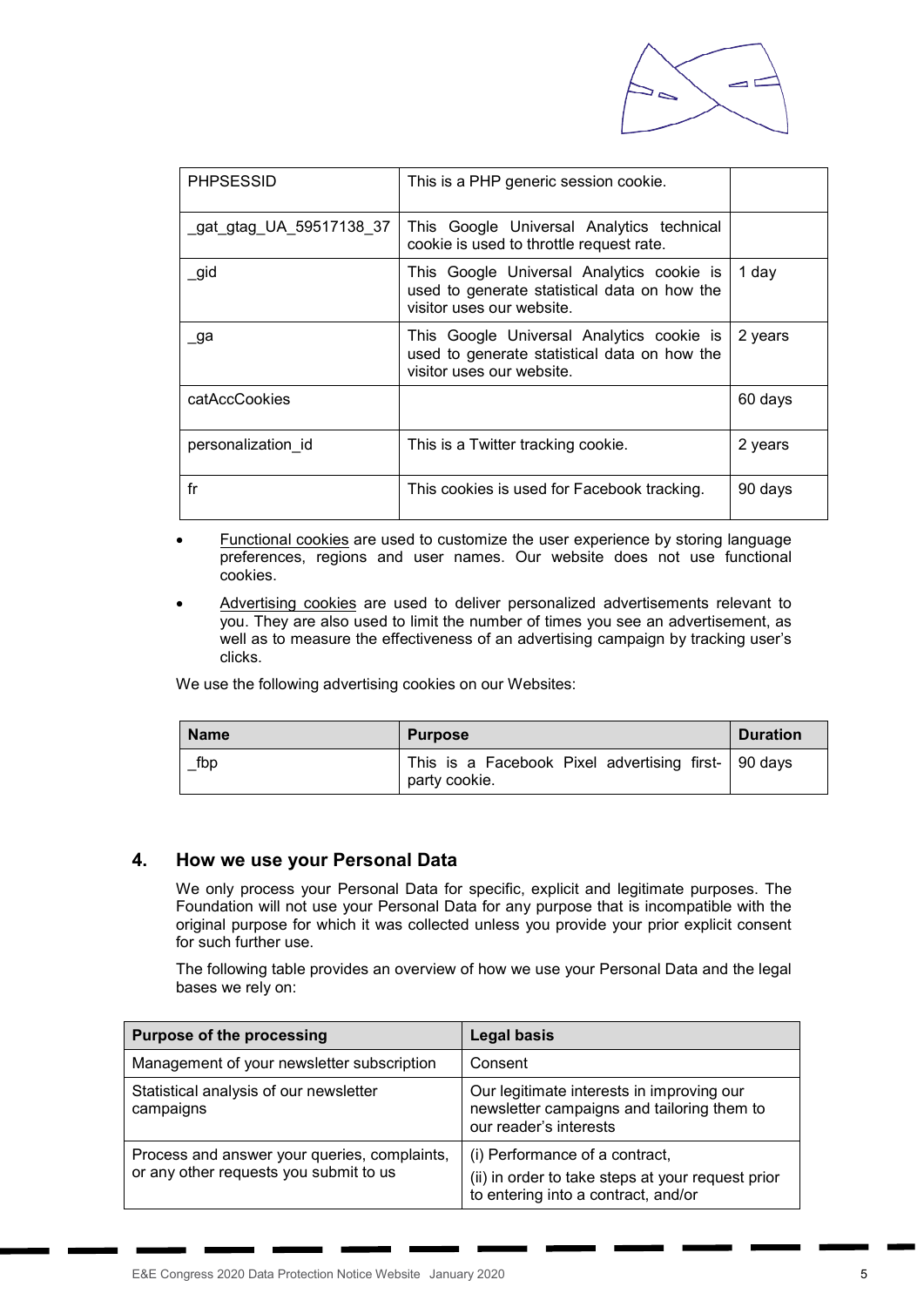| | | |
|---|---|---|
| PHPSESSID | This is a PHP generic session cookie. | |
| _gat_gtag_UA_59517138_37 | This Google Universal Analytics technical cookie is used to throttle request rate. | |
| _gid | This Google Universal Analytics cookie is used to generate statistical data on how the visitor uses our website. | 1 day |
| _ga | This Google Universal Analytics cookie is used to generate statistical data on how the visitor uses our website. | 2 years |
| catAccCookies | | 60 days |
| personalization_id | This is a Twitter tracking cookie. | 2 years |
| fr | This cookies is used for Facebook tracking. | 90 days |

- Functional cookies are used to customize the user experience by storing language preferences, regions and user names. Our website does not use functional cookies.
- Advertising cookies are used to deliver personalized advertisements relevant to you. They are also used to limit the number of times you see an advertisement, as well as to measure the effectiveness of an advertising campaign by tracking user's clicks.

We use the following advertising cookies on our Websites:

| Name | Purpose | Duration |
|---|---|---|
| _fbp | This is a Facebook Pixel advertising first-party cookie. | 90 days |

## 4. How we use your Personal Data

We only process your Personal Data for specific, explicit and legitimate purposes. The Foundation will not use your Personal Data for any purpose that is incompatible with the original purpose for which it was collected unless you provide your prior explicit consent for such further use.

The following table provides an overview of how we use your Personal Data and the legal bases we rely on:

| Purpose of the processing | Legal basis |
|---|---|
| Management of your newsletter subscription | Consent |
| Statistical analysis of our newsletter campaigns | Our legitimate interests in improving our newsletter campaigns and tailoring them to our reader's interests |
| Process and answer your queries, complaints, or any other requests you submit to us | (i) Performance of a contract,<br>(ii) in order to take steps at your request prior to entering into a contract, and/or |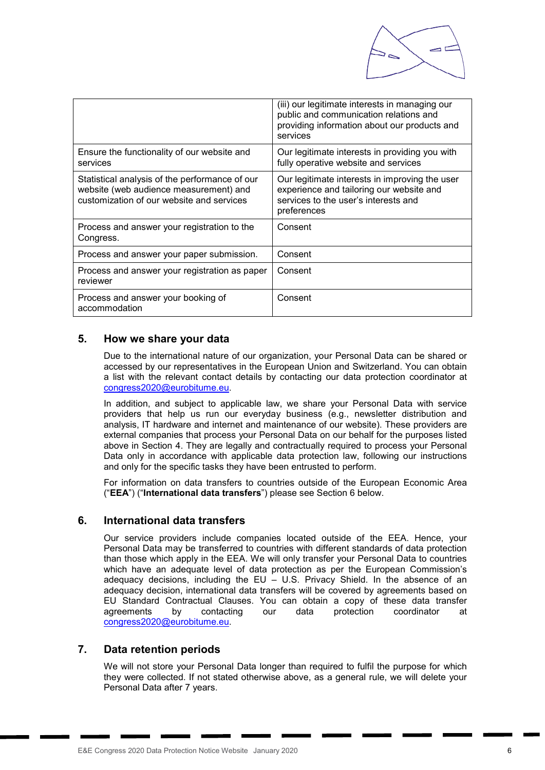| | |
|---|---|
| | (iii) our legitimate interests in managing our public and communication relations and providing information about our products and services |
| Ensure the functionality of our website and services | Our legitimate interests in providing you with fully operative website and services |
| Statistical analysis of the performance of our website (web audience measurement) and customization of our website and services | Our legitimate interests in improving the user experience and tailoring our website and services to the user's interests and preferences |
| Process and answer your registration to the Congress. | Consent |
| Process and answer your paper submission. | Consent |
| Process and answer your registration as paper reviewer | Consent |
| Process and answer your booking of accommodation | Consent |

## 5. How we share your data

Due to the international nature of our organization, your Personal Data can be shared or accessed by our representatives in the European Union and Switzerland. You can obtain a list with the relevant contact details by contacting our data protection coordinator at congress2020@eurobitume.eu.

In addition, and subject to applicable law, we share your Personal Data with service providers that help us run our everyday business (e.g., newsletter distribution and analysis, IT hardware and internet and maintenance of our website). These providers are external companies that process your Personal Data on our behalf for the purposes listed above in Section 4. They are legally and contractually required to process your Personal Data only in accordance with applicable data protection law, following our instructions and only for the specific tasks they have been entrusted to perform.

For information on data transfers to countries outside of the European Economic Area ("**EEA**") ("**International data transfers**") please see Section 6 below.

## 6. International data transfers

Our service providers include companies located outside of the EEA. Hence, your Personal Data may be transferred to countries with different standards of data protection than those which apply in the EEA. We will only transfer your Personal Data to countries which have an adequate level of data protection as per the European Commission's adequacy decisions, including the EU – U.S. Privacy Shield. In the absence of an adequacy decision, international data transfers will be covered by agreements based on EU Standard Contractual Clauses. You can obtain a copy of these data transfer agreements by contacting our data protection coordinator at congress2020@eurobitume.eu.

## 7. Data retention periods

We will not store your Personal Data longer than required to fulfil the purpose for which they were collected. If not stated otherwise above, as a general rule, we will delete your Personal Data after 7 years.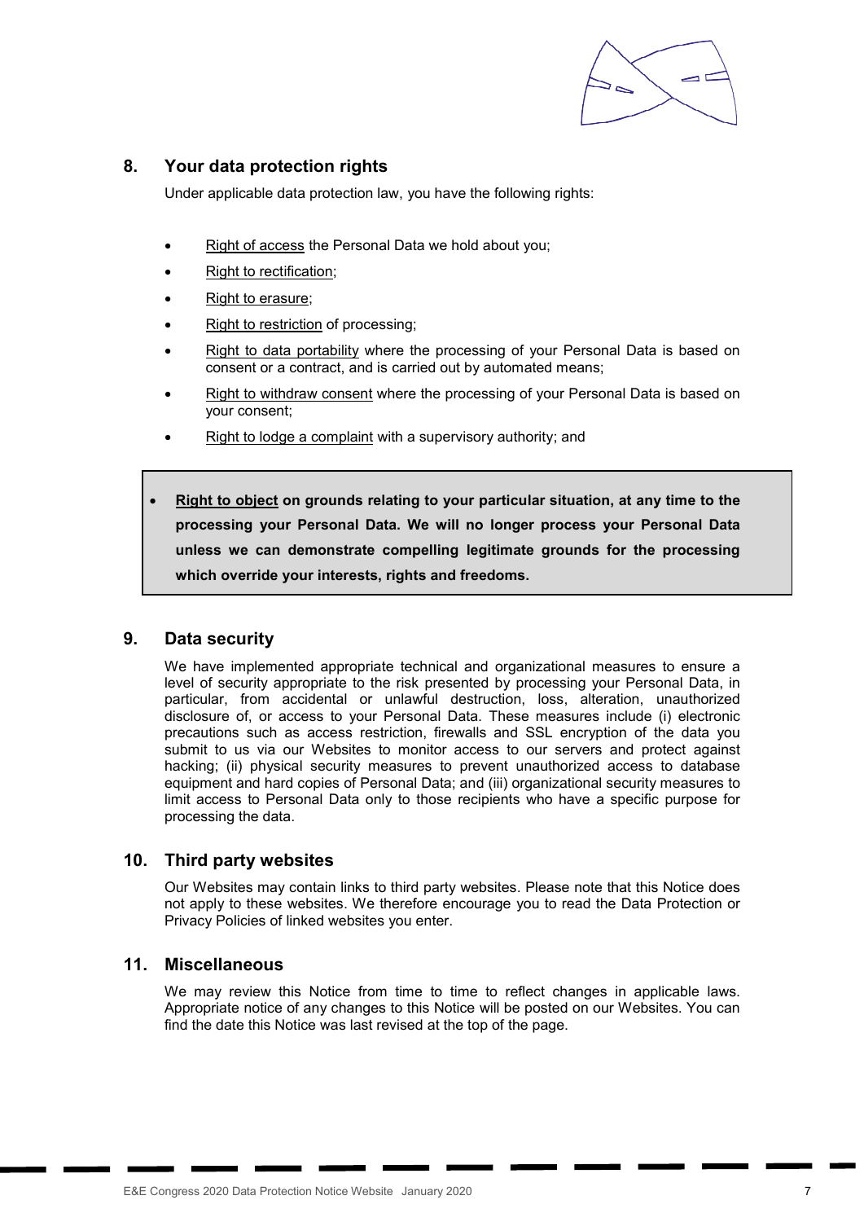## 8. Your data protection rights

Under applicable data protection law, you have the following rights:

- Right of access the Personal Data we hold about you;
- Right to rectification;
- Right to erasure;
- Right to restriction of processing;
- Right to data portability where the processing of your Personal Data is based on consent or a contract, and is carried out by automated means;
- Right to withdraw consent where the processing of your Personal Data is based on your consent;
- Right to lodge a complaint with a supervisory authority; and

- **Right to object on grounds relating to your particular situation, at any time to the processing your Personal Data. We will no longer process your Personal Data unless we can demonstrate compelling legitimate grounds for the processing which override your interests, rights and freedoms.**

## 9. Data security

We have implemented appropriate technical and organizational measures to ensure a level of security appropriate to the risk presented by processing your Personal Data, in particular, from accidental or unlawful destruction, loss, alteration, unauthorized disclosure of, or access to your Personal Data. These measures include (i) electronic precautions such as access restriction, firewalls and SSL encryption of the data you submit to us via our Websites to monitor access to our servers and protect against hacking; (ii) physical security measures to prevent unauthorized access to database equipment and hard copies of Personal Data; and (iii) organizational security measures to limit access to Personal Data only to those recipients who have a specific purpose for processing the data.

## 10. Third party websites

Our Websites may contain links to third party websites. Please note that this Notice does not apply to these websites. We therefore encourage you to read the Data Protection or Privacy Policies of linked websites you enter.

## 11. Miscellaneous

We may review this Notice from time to time to reflect changes in applicable laws. Appropriate notice of any changes to this Notice will be posted on our Websites. You can find the date this Notice was last revised at the top of the page.